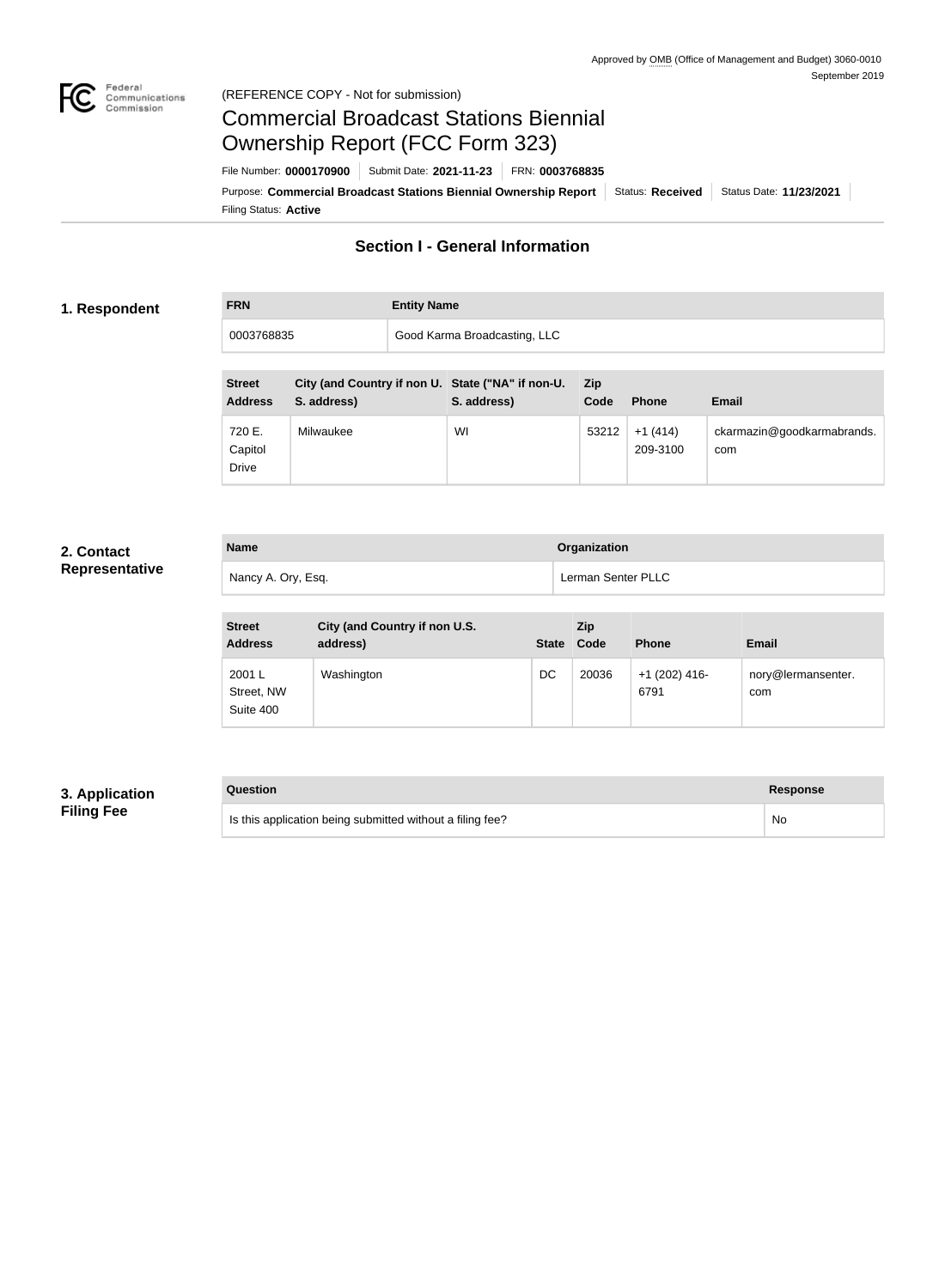Approved by OMB (Office of Management and Budget) 3060-0010
September 2019

(REFERENCE COPY - Not for submission)

# Commercial Broadcast Stations Biennial Ownership Report (FCC Form 323)

File Number: **0000170900** | Submit Date: **2021-11-23** | FRN: **0003768835**

Purpose: **Commercial Broadcast Stations Biennial Ownership Report** | Status: **Received** | Status Date: **11/23/2021**

Filing Status: **Active**

## Section I - General Information

### 1. Respondent

| FRN | Entity Name |
| --- | --- |
| 0003768835 | Good Karma Broadcasting, LLC |

| Street Address | City (and Country if non U. S. address) | State ("NA" if non-U. S. address) | Zip Code | Phone | Email |
| --- | --- | --- | --- | --- | --- |
| 720 E. Capitol Drive | Milwaukee | WI | 53212 | +1 (414) 209-3100 | ckarmazin@goodkarmabrands.com |

### 2. Contact Representative

| Name | Organization |
| --- | --- |
| Nancy A. Ory, Esq. | Lerman Senter PLLC |

| Street Address | City (and Country if non U.S. address) | State | Zip Code | Phone | Email |
| --- | --- | --- | --- | --- | --- |
| 2001 L Street, NW Suite 400 | Washington | DC | 20036 | +1 (202) 416-6791 | nory@lermansenter.com |

### 3. Application Filing Fee

| Question | Response |
| --- | --- |
| Is this application being submitted without a filing fee? | No |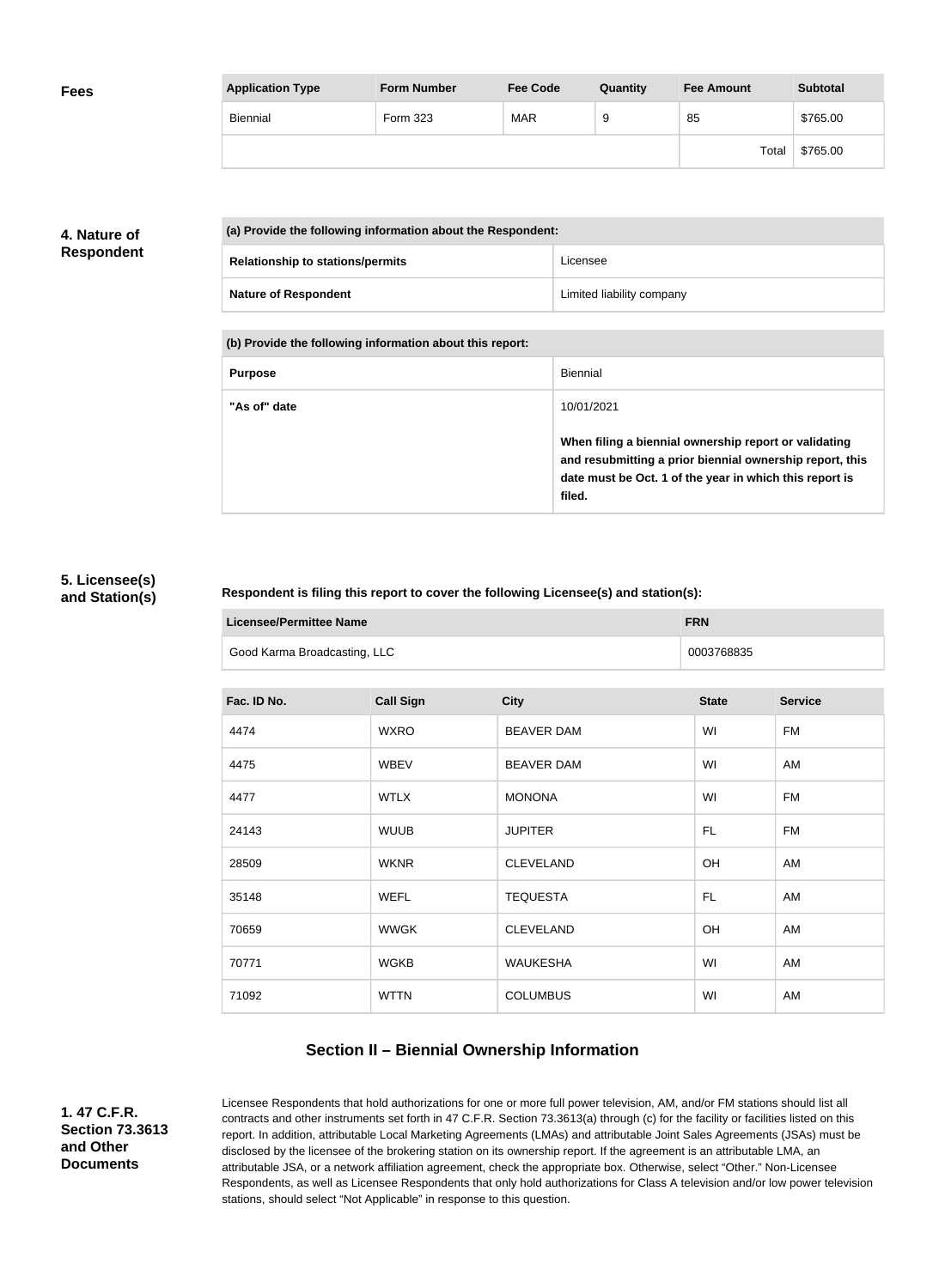**Fees**

| Application Type | Form Number | Fee Code | Quantity | Fee Amount | Subtotal |
|---|---|---|---|---|---|
| Biennial | Form 323 | MAR | 9 | 85 | $765.00 |
| | | | | Total | $765.00 |

**4. Nature of Respondent**

| (a) Provide the following information about the Respondent: | |
|---|---|
| **Relationship to stations/permits** | Licensee |
| **Nature of Respondent** | Limited liability company |

| (b) Provide the following information about this report: | |
|---|---|
| **Purpose** | Biennial |
| **"As of" date** | 10/01/2021<br><br>**When filing a biennial ownership report or validating and resubmitting a prior biennial ownership report, this date must be Oct. 1 of the year in which this report is filed.** |

**5. Licensee(s) and Station(s)**

**Respondent is filing this report to cover the following Licensee(s) and station(s):**

| Licensee/Permittee Name | FRN |
|---|---|
| Good Karma Broadcasting, LLC | 0003768835 |

| Fac. ID No. | Call Sign | City | State | Service |
|---|---|---|---|---|
| 4474 | WXRO | BEAVER DAM | WI | FM |
| 4475 | WBEV | BEAVER DAM | WI | AM |
| 4477 | WTLX | MONONA | WI | FM |
| 24143 | WUUB | JUPITER | FL | FM |
| 28509 | WKNR | CLEVELAND | OH | AM |
| 35148 | WEFL | TEQUESTA | FL | AM |
| 70659 | WWGK | CLEVELAND | OH | AM |
| 70771 | WGKB | WAUKESHA | WI | AM |
| 71092 | WTTN | COLUMBUS | WI | AM |

## Section II – Biennial Ownership Information

**1. 47 C.F.R. Section 73.3613 and Other Documents**

Licensee Respondents that hold authorizations for one or more full power television, AM, and/or FM stations should list all contracts and other instruments set forth in 47 C.F.R. Section 73.3613(a) through (c) for the facility or facilities listed on this report. In addition, attributable Local Marketing Agreements (LMAs) and attributable Joint Sales Agreements (JSAs) must be disclosed by the licensee of the brokering station on its ownership report. If the agreement is an attributable LMA, an attributable JSA, or a network affiliation agreement, check the appropriate box. Otherwise, select "Other." Non-Licensee Respondents, as well as Licensee Respondents that only hold authorizations for Class A television and/or low power television stations, should select "Not Applicable" in response to this question.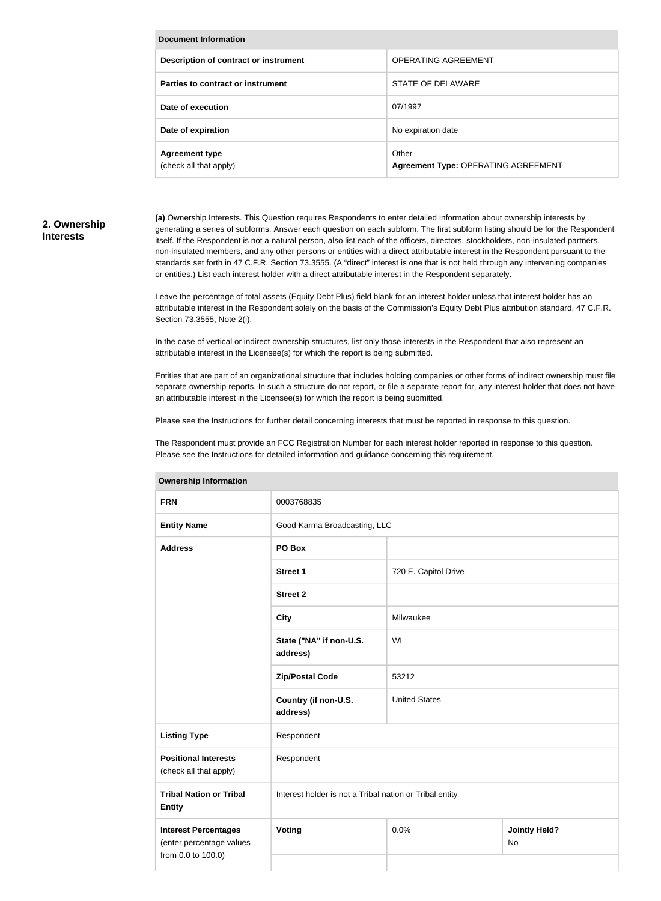| Document Information | |
|---|---|
| **Description of contract or instrument** | OPERATING AGREEMENT |
| **Parties to contract or instrument** | STATE OF DELAWARE |
| **Date of execution** | 07/1997 |
| **Date of expiration** | No expiration date |
| **Agreement type** (check all that apply) | Other **Agreement Type:** OPERATING AGREEMENT |

## 2. Ownership Interests

**(a)** Ownership Interests. This Question requires Respondents to enter detailed information about ownership interests by generating a series of subforms. Answer each question on each subform. The first subform listing should be for the Respondent itself. If the Respondent is not a natural person, also list each of the officers, directors, stockholders, non-insulated partners, non-insulated members, and any other persons or entities with a direct attributable interest in the Respondent pursuant to the standards set forth in 47 C.F.R. Section 73.3555. (A "direct" interest is one that is not held through any intervening companies or entities.) List each interest holder with a direct attributable interest in the Respondent separately.

Leave the percentage of total assets (Equity Debt Plus) field blank for an interest holder unless that interest holder has an attributable interest in the Respondent solely on the basis of the Commission's Equity Debt Plus attribution standard, 47 C.F.R. Section 73.3555, Note 2(i).

In the case of vertical or indirect ownership structures, list only those interests in the Respondent that also represent an attributable interest in the Licensee(s) for which the report is being submitted.

Entities that are part of an organizational structure that includes holding companies or other forms of indirect ownership must file separate ownership reports. In such a structure do not report, or file a separate report for, any interest holder that does not have an attributable interest in the Licensee(s) for which the report is being submitted.

Please see the Instructions for further detail concerning interests that must be reported in response to this question.

The Respondent must provide an FCC Registration Number for each interest holder reported in response to this question. Please see the Instructions for detailed information and guidance concerning this requirement.

| Ownership Information | | | |
|---|---|---|---|
| **FRN** | 0003768835 | | |
| **Entity Name** | Good Karma Broadcasting, LLC | | |
| **Address** | **PO Box** | | |
| | **Street 1** | 720 E. Capitol Drive | |
| | **Street 2** | | |
| | **City** | Milwaukee | |
| | **State ("NA" if non-U.S. address)** | WI | |
| | **Zip/Postal Code** | 53212 | |
| | **Country (if non-U.S. address)** | United States | |
| **Listing Type** | Respondent | | |
| **Positional Interests** (check all that apply) | Respondent | | |
| **Tribal Nation or Tribal Entity** | Interest holder is not a Tribal nation or Tribal entity | | |
| **Interest Percentages** (enter percentage values from 0.0 to 100.0) | **Voting** | 0.0% | **Jointly Held?** No |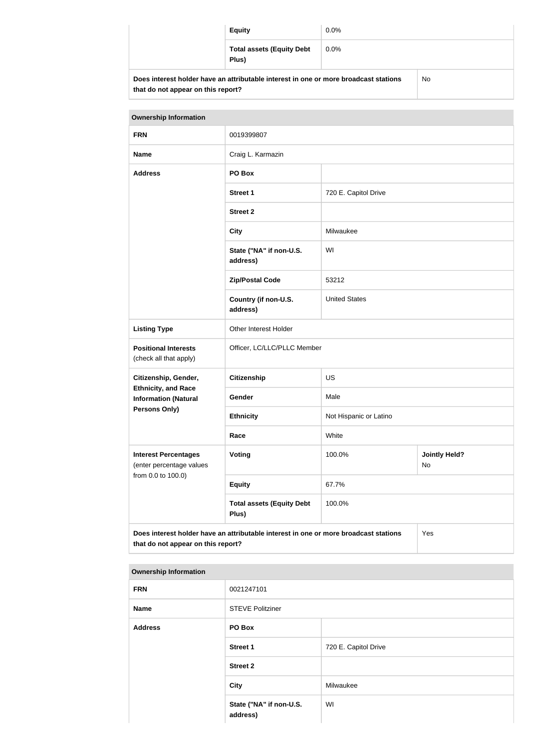| | | |
|---|---|---|
| | **Equity** | 0.0% |
| | **Total assets (Equity Debt Plus)** | 0.0% |
| **Does interest holder have an attributable interest in one or more broadcast stations that do not appear on this report?** | | No |

| **Ownership Information** | | | |
|---|---|---|---|
| **FRN** | 0019399807 | | |
| **Name** | Craig L. Karmazin | | |
| **Address** | **PO Box** | | |
| | **Street 1** | 720 E. Capitol Drive | |
| | **Street 2** | | |
| | **City** | Milwaukee | |
| | **State ("NA" if non-U.S. address)** | WI | |
| | **Zip/Postal Code** | 53212 | |
| | **Country (if non-U.S. address)** | United States | |
| **Listing Type** | Other Interest Holder | | |
| **Positional Interests** (check all that apply) | Officer, LC/LLC/PLLC Member | | |
| **Citizenship, Gender, Ethnicity, and Race Information (Natural Persons Only)** | **Citizenship** | US | |
| | **Gender** | Male | |
| | **Ethnicity** | Not Hispanic or Latino | |
| | **Race** | White | |
| **Interest Percentages** (enter percentage values from 0.0 to 100.0) | **Voting** | 100.0% | **Jointly Held?** No |
| | **Equity** | 67.7% | |
| | **Total assets (Equity Debt Plus)** | 100.0% | |
| **Does interest holder have an attributable interest in one or more broadcast stations that do not appear on this report?** | | | Yes |

| **Ownership Information** | | |
|---|---|---|
| **FRN** | 0021247101 | |
| **Name** | STEVE Politziner | |
| **Address** | **PO Box** | |
| | **Street 1** | 720 E. Capitol Drive |
| | **Street 2** | |
| | **City** | Milwaukee |
| | **State ("NA" if non-U.S. address)** | WI |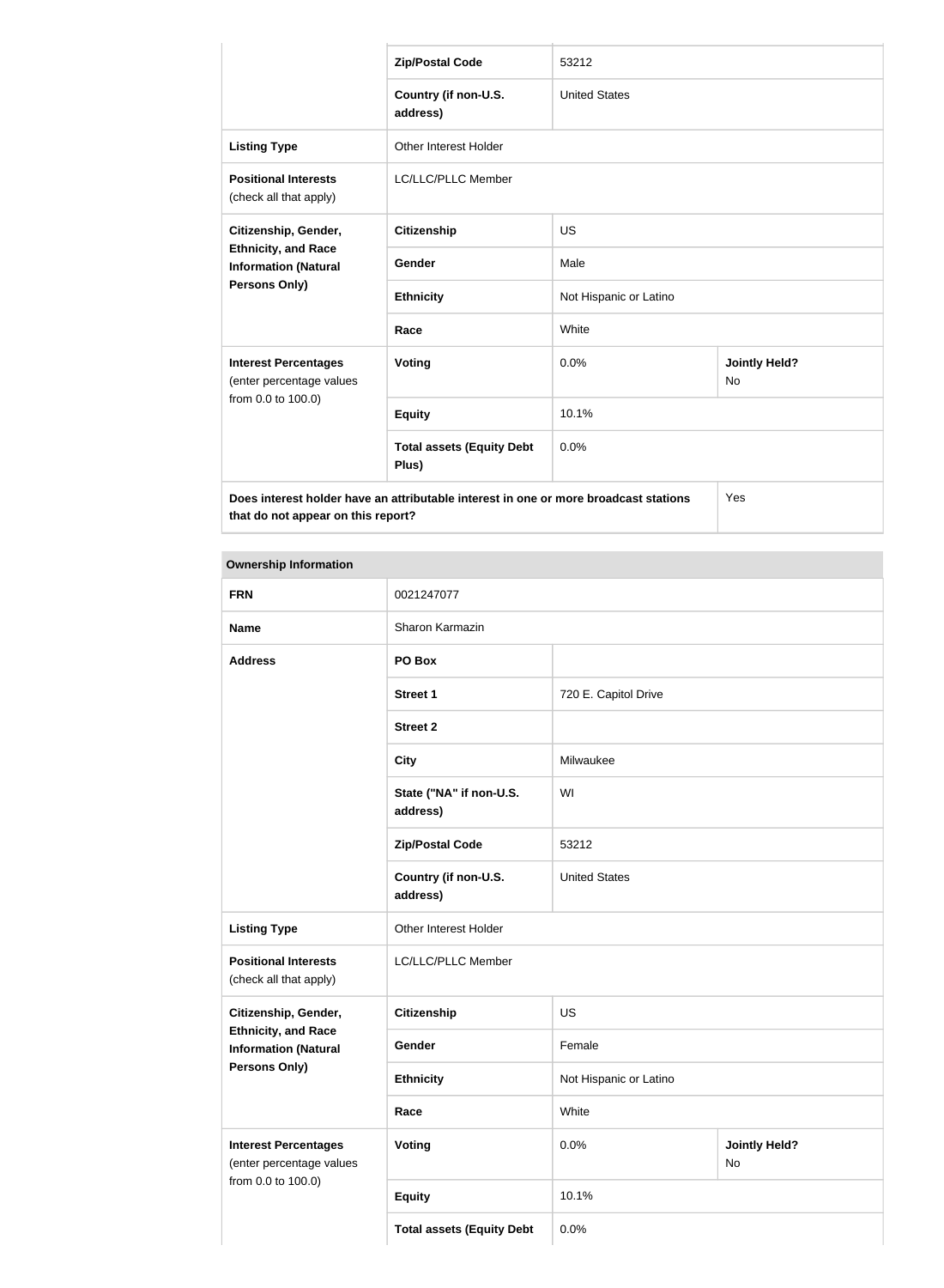| | | | |
|---|---|---|---|
| | **Zip/Postal Code** | 53212 | |
| | **Country (if non-U.S. address)** | United States | |
| **Listing Type** | Other Interest Holder | | |
| **Positional Interests** (check all that apply) | LC/LLC/PLLC Member | | |
| **Citizenship, Gender, Ethnicity, and Race Information (Natural Persons Only)** | **Citizenship** | US | |
| | **Gender** | Male | |
| | **Ethnicity** | Not Hispanic or Latino | |
| | **Race** | White | |
| **Interest Percentages** (enter percentage values from 0.0 to 100.0) | **Voting** | 0.0% | **Jointly Held?** No |
| | **Equity** | 10.1% | |
| | **Total assets (Equity Debt Plus)** | 0.0% | |
| **Does interest holder have an attributable interest in one or more broadcast stations that do not appear on this report?** | | | Yes |

| **Ownership Information** | | | |
|---|---|---|---|
| **FRN** | 0021247077 | | |
| **Name** | Sharon Karmazin | | |
| **Address** | **PO Box** | | |
| | **Street 1** | 720 E. Capitol Drive | |
| | **Street 2** | | |
| | **City** | Milwaukee | |
| | **State ("NA" if non-U.S. address)** | WI | |
| | **Zip/Postal Code** | 53212 | |
| | **Country (if non-U.S. address)** | United States | |
| **Listing Type** | Other Interest Holder | | |
| **Positional Interests** (check all that apply) | LC/LLC/PLLC Member | | |
| **Citizenship, Gender, Ethnicity, and Race Information (Natural Persons Only)** | **Citizenship** | US | |
| | **Gender** | Female | |
| | **Ethnicity** | Not Hispanic or Latino | |
| | **Race** | White | |
| **Interest Percentages** (enter percentage values from 0.0 to 100.0) | **Voting** | 0.0% | **Jointly Held?** No |
| | **Equity** | 10.1% | |
| | **Total assets (Equity Debt** | 0.0% | |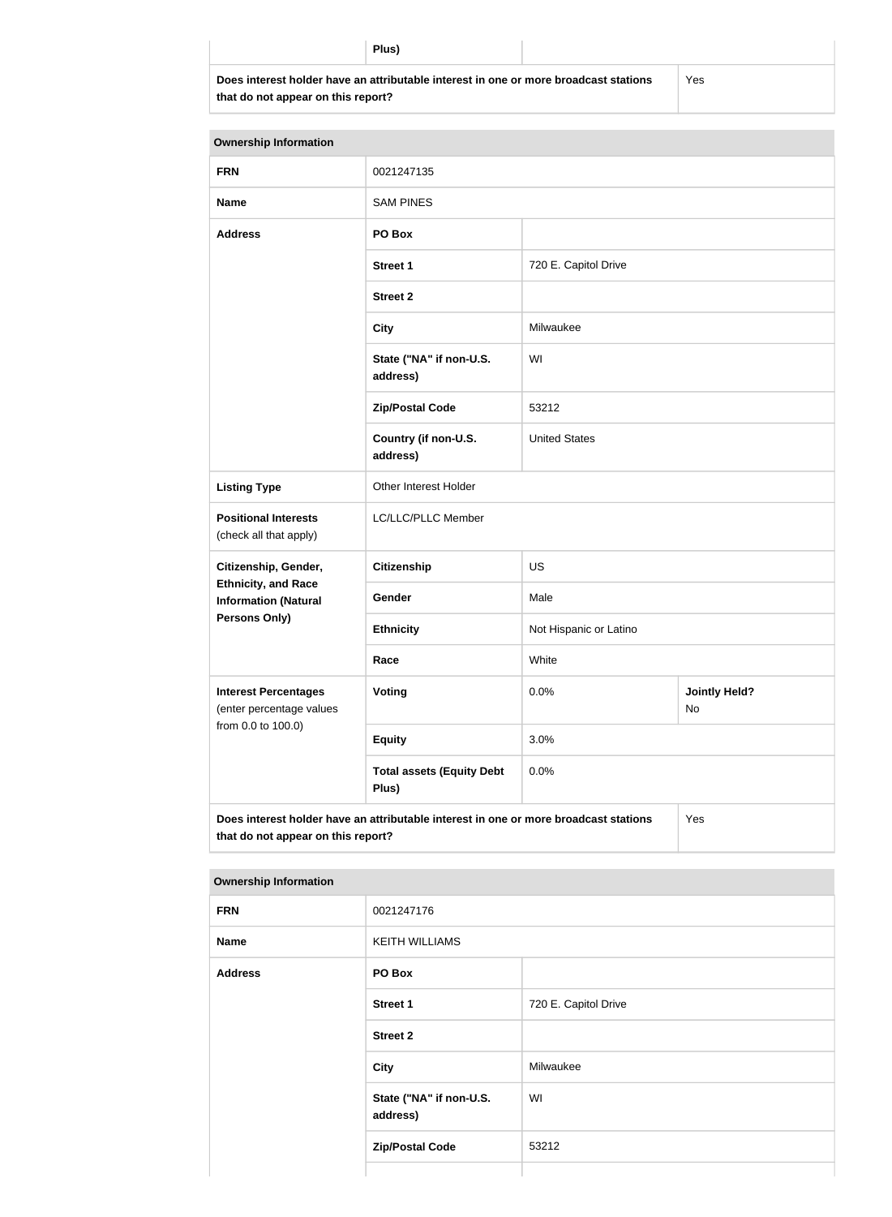| | Plus) | |
|---|---|---|
| **Does interest holder have an attributable interest in one or more broadcast stations that do not appear on this report?** | | Yes |

| Ownership Information | | | |
|---|---|---|---|
| **FRN** | 0021247135 | | |
| **Name** | SAM PINES | | |
| **Address** | **PO Box** | | |
| | **Street 1** | 720 E. Capitol Drive | |
| | **Street 2** | | |
| | **City** | Milwaukee | |
| | **State ("NA" if non-U.S. address)** | WI | |
| | **Zip/Postal Code** | 53212 | |
| | **Country (if non-U.S. address)** | United States | |
| **Listing Type** | Other Interest Holder | | |
| **Positional Interests** (check all that apply) | LC/LLC/PLLC Member | | |
| **Citizenship, Gender, Ethnicity, and Race Information (Natural Persons Only)** | **Citizenship** | US | |
| | **Gender** | Male | |
| | **Ethnicity** | Not Hispanic or Latino | |
| | **Race** | White | |
| **Interest Percentages** (enter percentage values from 0.0 to 100.0) | **Voting** | 0.0% | **Jointly Held?** No |
| | **Equity** | 3.0% | |
| | **Total assets (Equity Debt Plus)** | 0.0% | |
| **Does interest holder have an attributable interest in one or more broadcast stations that do not appear on this report?** | | | Yes |

| Ownership Information | | |
|---|---|---|
| **FRN** | 0021247176 | |
| **Name** | KEITH WILLIAMS | |
| **Address** | **PO Box** | |
| | **Street 1** | 720 E. Capitol Drive |
| | **Street 2** | |
| | **City** | Milwaukee |
| | **State ("NA" if non-U.S. address)** | WI |
| | **Zip/Postal Code** | 53212 |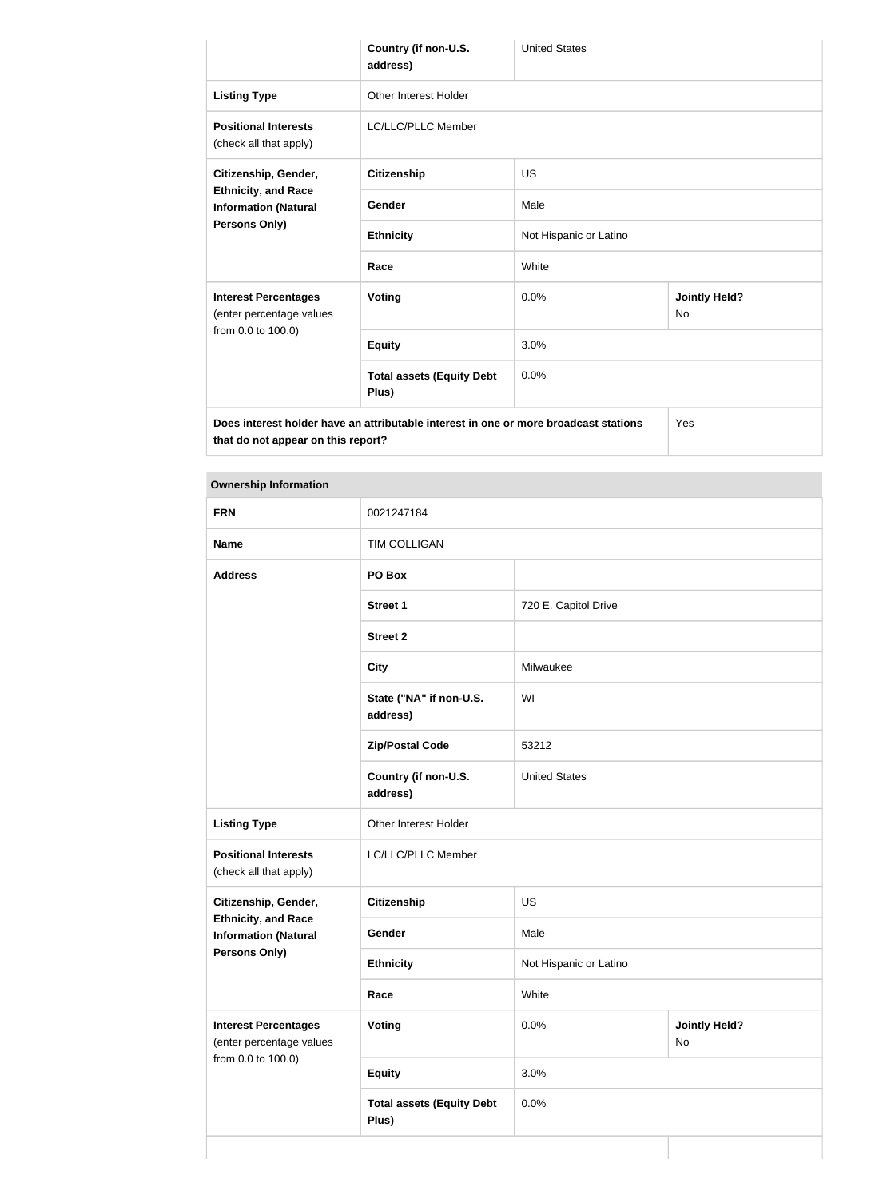| | | | |
|---|---|---|---|
| | **Country (if non-U.S. address)** | United States | |
| **Listing Type** | Other Interest Holder | | |
| **Positional Interests** (check all that apply) | LC/LLC/PLLC Member | | |
| **Citizenship, Gender, Ethnicity, and Race Information (Natural Persons Only)** | **Citizenship** | US | |
| | **Gender** | Male | |
| | **Ethnicity** | Not Hispanic or Latino | |
| | **Race** | White | |
| **Interest Percentages** (enter percentage values from 0.0 to 100.0) | **Voting** | 0.0% | **Jointly Held?** No |
| | **Equity** | 3.0% | |
| | **Total assets (Equity Debt Plus)** | 0.0% | |
| **Does interest holder have an attributable interest in one or more broadcast stations that do not appear on this report?** | | | Yes |

**Ownership Information**

| | | | |
|---|---|---|---|
| **FRN** | 0021247184 | | |
| **Name** | TIM COLLIGAN | | |
| **Address** | **PO Box** | | |
| | **Street 1** | 720 E. Capitol Drive | |
| | **Street 2** | | |
| | **City** | Milwaukee | |
| | **State ("NA" if non-U.S. address)** | WI | |
| | **Zip/Postal Code** | 53212 | |
| | **Country (if non-U.S. address)** | United States | |
| **Listing Type** | Other Interest Holder | | |
| **Positional Interests** (check all that apply) | LC/LLC/PLLC Member | | |
| **Citizenship, Gender, Ethnicity, and Race Information (Natural Persons Only)** | **Citizenship** | US | |
| | **Gender** | Male | |
| | **Ethnicity** | Not Hispanic or Latino | |
| | **Race** | White | |
| **Interest Percentages** (enter percentage values from 0.0 to 100.0) | **Voting** | 0.0% | **Jointly Held?** No |
| | **Equity** | 3.0% | |
| | **Total assets (Equity Debt Plus)** | 0.0% | |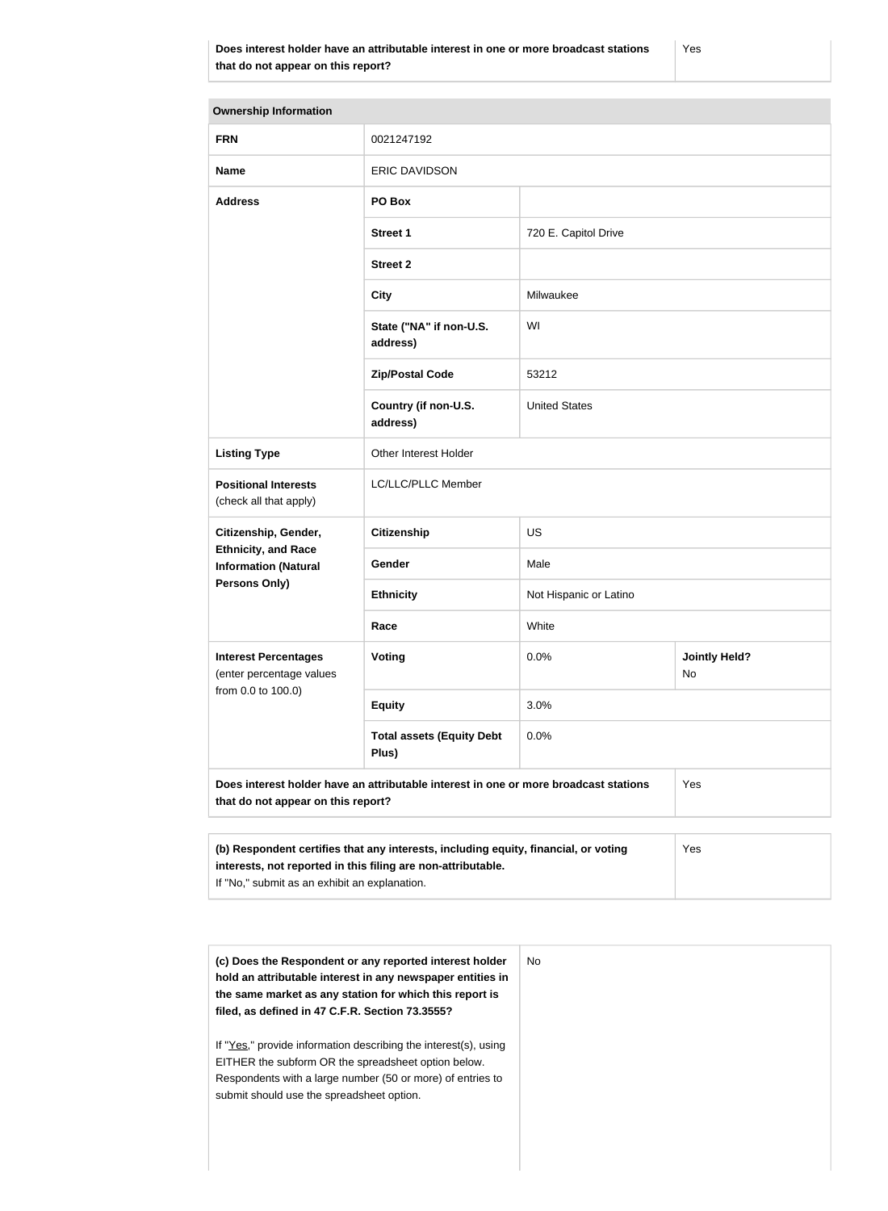| Does interest holder have an attributable interest in one or more broadcast stations that do not appear on this report? | Yes |
|---|---|

| Ownership Information | | | |
|---|---|---|---|
| **FRN** | 0021247192 | | |
| **Name** | ERIC DAVIDSON | | |
| **Address** | **PO Box** | | |
| | **Street 1** | 720 E. Capitol Drive | |
| | **Street 2** | | |
| | **City** | Milwaukee | |
| | **State ("NA" if non-U.S. address)** | WI | |
| | **Zip/Postal Code** | 53212 | |
| | **Country (if non-U.S. address)** | United States | |
| **Listing Type** | Other Interest Holder | | |
| **Positional Interests** (check all that apply) | LC/LLC/PLLC Member | | |
| **Citizenship, Gender, Ethnicity, and Race Information (Natural Persons Only)** | **Citizenship** | US | |
| | **Gender** | Male | |
| | **Ethnicity** | Not Hispanic or Latino | |
| | **Race** | White | |
| **Interest Percentages** (enter percentage values from 0.0 to 100.0) | **Voting** | 0.0% | **Jointly Held?** No |
| | **Equity** | 3.0% | |
| | **Total assets (Equity Debt Plus)** | 0.0% | |
| **Does interest holder have an attributable interest in one or more broadcast stations that do not appear on this report?** | | | Yes |

| **(b) Respondent certifies that any interests, including equity, financial, or voting interests, not reported in this filing are non-attributable.** If "No," submit as an exhibit an explanation. | Yes |
|---|---|

| **(c) Does the Respondent or any reported interest holder hold an attributable interest in any newspaper entities in the same market as any station for which this report is filed, as defined in 47 C.F.R. Section 73.3555?** If "Yes," provide information describing the interest(s), using EITHER the subform OR the spreadsheet option below. Respondents with a large number (50 or more) of entries to submit should use the spreadsheet option. | No |
|---|---|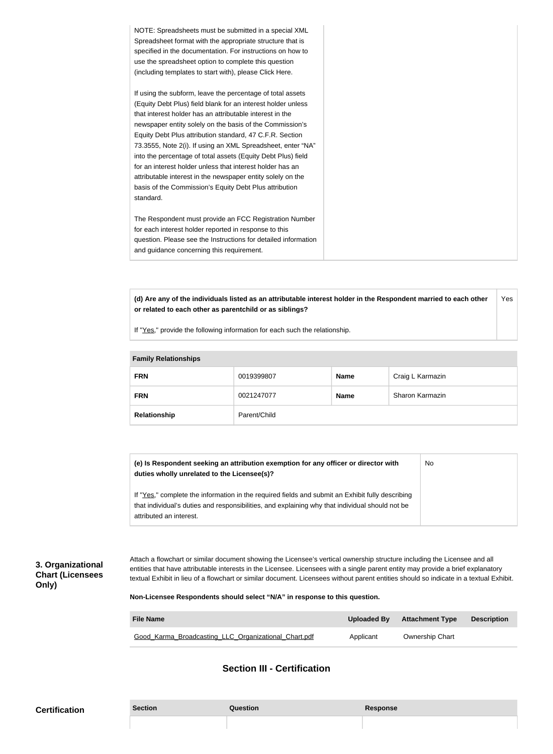| | |
|---|---|
| NOTE: Spreadsheets must be submitted in a special XML Spreadsheet format with the appropriate structure that is specified in the documentation. For instructions on how to use the spreadsheet option to complete this question (including templates to start with), please Click Here.<br><br>If using the subform, leave the percentage of total assets (Equity Debt Plus) field blank for an interest holder unless that interest holder has an attributable interest in the newspaper entity solely on the basis of the Commission's Equity Debt Plus attribution standard, 47 C.F.R. Section 73.3555, Note 2(i). If using an XML Spreadsheet, enter "NA" into the percentage of total assets (Equity Debt Plus) field for an interest holder unless that interest holder has an attributable interest in the newspaper entity solely on the basis of the Commission's Equity Debt Plus attribution standard.<br><br>The Respondent must provide an FCC Registration Number for each interest holder reported in response to this question. Please see the Instructions for detailed information and guidance concerning this requirement. | |

| | |
|---|---|
| **(d) Are any of the individuals listed as an attributable interest holder in the Respondent married to each other or related to each other as parentchild or as siblings?**<br><br>If "Yes," provide the following information for each such the relationship. | Yes |

| Family Relationships | | | |
|---|---|---|---|
| **FRN** | 0019399807 | **Name** | Craig L Karmazin |
| **FRN** | 0021247077 | **Name** | Sharon Karmazin |
| **Relationship** | Parent/Child | | |

| | |
|---|---|
| **(e) Is Respondent seeking an attribution exemption for any officer or director with duties wholly unrelated to the Licensee(s)?**<br><br>If "Yes," complete the information in the required fields and submit an Exhibit fully describing that individual's duties and responsibilities, and explaining why that individual should not be attributed an interest. | No |

**3. Organizational Chart (Licensees Only)**

Attach a flowchart or similar document showing the Licensee's vertical ownership structure including the Licensee and all entities that have attributable interests in the Licensee. Licensees with a single parent entity may provide a brief explanatory textual Exhibit in lieu of a flowchart or similar document. Licensees without parent entities should so indicate in a textual Exhibit.

**Non-Licensee Respondents should select "N/A" in response to this question.**

| File Name | Uploaded By | Attachment Type | Description |
|---|---|---|---|
| Good_Karma_Broadcasting_LLC_Organizational_Chart.pdf | Applicant | Ownership Chart | |

## Section III - Certification

**Certification**

| Section | Question | Response |
|---|---|---|
| | | |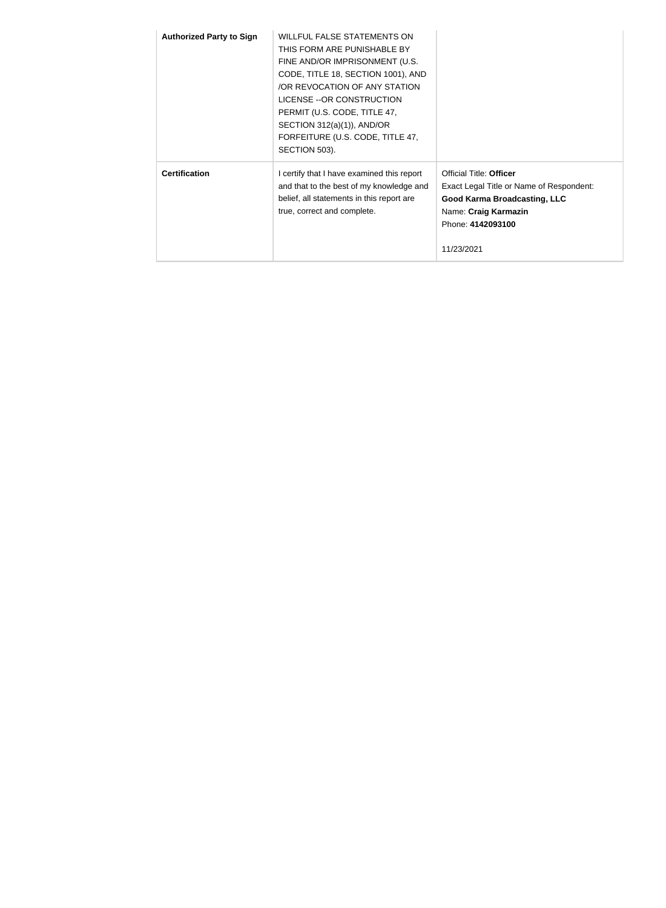| | | |
|---|---|---|
| **Authorized Party to Sign** | WILLFUL FALSE STATEMENTS ON THIS FORM ARE PUNISHABLE BY FINE AND/OR IMPRISONMENT (U.S. CODE, TITLE 18, SECTION 1001), AND /OR REVOCATION OF ANY STATION LICENSE --OR CONSTRUCTION PERMIT (U.S. CODE, TITLE 47, SECTION 312(a)(1)), AND/OR FORFEITURE (U.S. CODE, TITLE 47, SECTION 503). | |
| **Certification** | I certify that I have examined this report and that to the best of my knowledge and belief, all statements in this report are true, correct and complete. | Official Title: **Officer**<br>Exact Legal Title or Name of Respondent: **Good Karma Broadcasting, LLC**<br>Name: **Craig Karmazin**<br>Phone: **4142093100**<br><br>11/23/2021 |